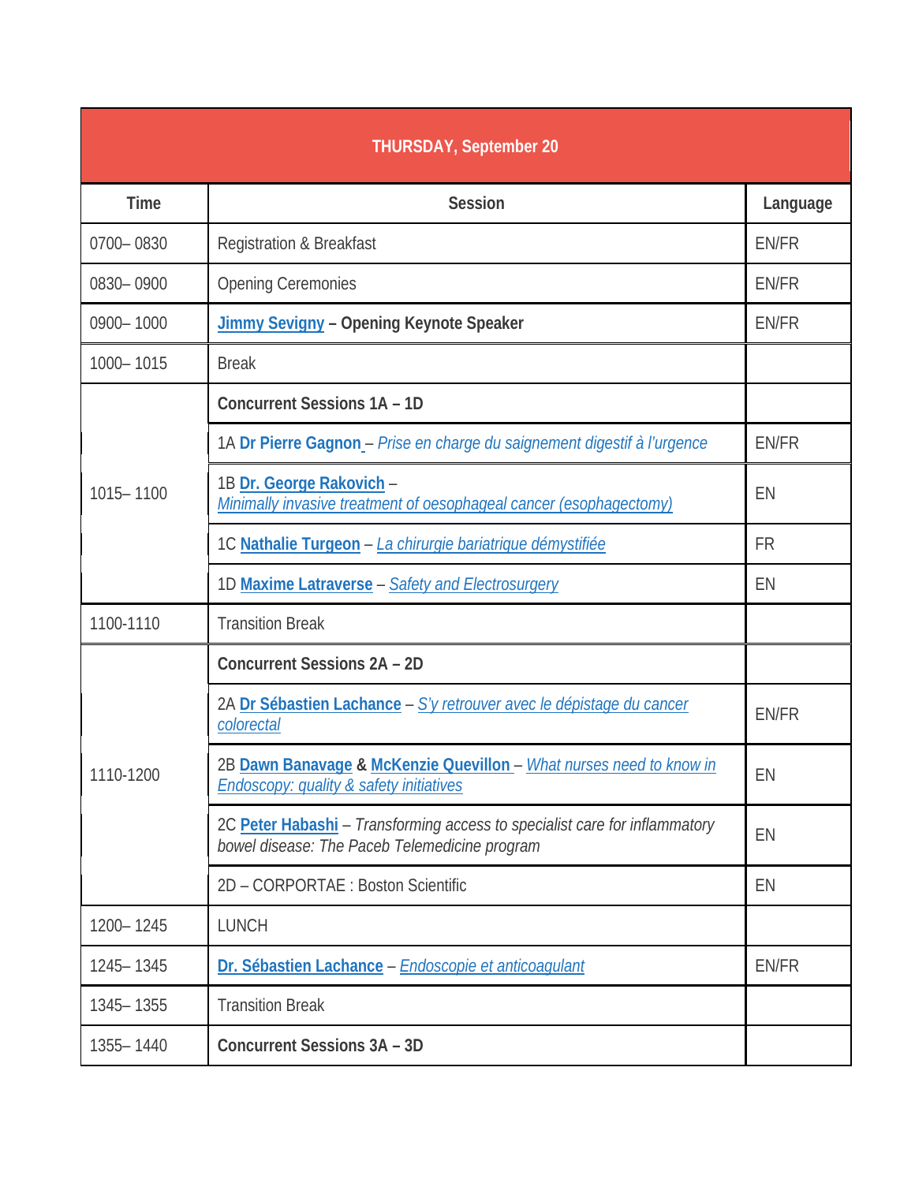| THURSDAY, September 20 | | |
|---|---|---|
| **Time** | **Session** | **Language** |
| 0700– 0830 | Registration & Breakfast | EN/FR |
| 0830– 0900 | Opening Ceremonies | EN/FR |
| 0900– 1000 | **Jimmy Sevigny – Opening Keynote Speaker** | EN/FR |
| 1000– 1015 | Break | |
| 1015– 1100 | **Concurrent Sessions 1A – 1D** | |
| | 1A **Dr Pierre Gagnon** – *Prise en charge du saignement digestif à l'urgence* | EN/FR |
| | 1B **Dr. George Rakovich** – *Minimally invasive treatment of oesophageal cancer (esophagectomy)* | EN |
| | 1C **Nathalie Turgeon** – *La chirurgie bariatrique démystifiée* | FR |
| | 1D **Maxime Latraverse** – *Safety and Electrosurgery* | EN |
| 1100-1110 | Transition Break | |
| 1110-1200 | **Concurrent Sessions 2A – 2D** | |
| | 2A **Dr Sébastien Lachance** – *S'y retrouver avec le dépistage du cancer colorectal* | EN/FR |
| | 2B **Dawn Banavage** & **McKenzie Quevillon** – *What nurses need to know in Endoscopy: quality & safety initiatives* | EN |
| | 2C **Peter Habashi** – *Transforming access to specialist care for inflammatory bowel disease: The Paceb Telemedicine program* | EN |
| | 2D – CORPORTAE : Boston Scientific | EN |
| 1200– 1245 | LUNCH | |
| 1245– 1345 | **Dr. Sébastien Lachance** – *Endoscopie et anticoagulant* | EN/FR |
| 1345– 1355 | Transition Break | |
| 1355– 1440 | **Concurrent Sessions 3A – 3D** | |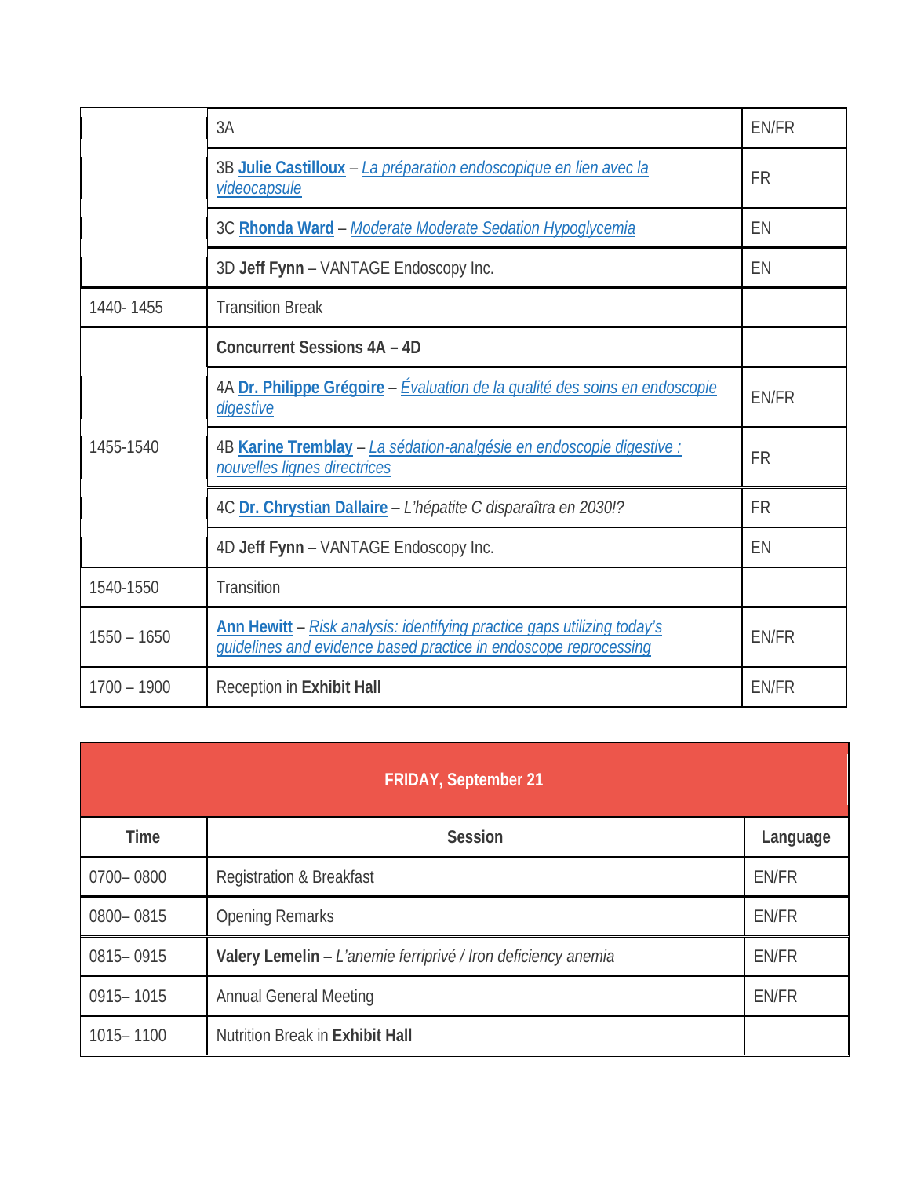| | | |
|---|---|---|
| | 3A | EN/FR |
| | 3B **Julie Castilloux** – *La préparation endoscopique en lien avec la videocapsule* | FR |
| | 3C **Rhonda Ward** – *Moderate Moderate Sedation Hypoglycemia* | EN |
| | 3D **Jeff Fynn** – VANTAGE Endoscopy Inc. | EN |
| 1440- 1455 | Transition Break | |
| 1455-1540 | **Concurrent Sessions 4A – 4D** | |
| | 4A **Dr. Philippe Grégoire** – *Évaluation de la qualité des soins en endoscopie digestive* | EN/FR |
| | 4B **Karine Tremblay** – *La sédation-analgésie en endoscopie digestive : nouvelles lignes directrices* | FR |
| | 4C **Dr. Chrystian Dallaire** – *L'hépatite C disparaîtra en 2030!?* | FR |
| | 4D **Jeff Fynn** – VANTAGE Endoscopy Inc. | EN |
| 1540-1550 | Transition | |
| 1550 – 1650 | **Ann Hewitt** – *Risk analysis: identifying practice gaps utilizing today's guidelines and evidence based practice in endoscope reprocessing* | EN/FR |
| 1700 – 1900 | Reception in **Exhibit Hall** | EN/FR |

| **FRIDAY, September 21** | | |
|---|---|---|
| **Time** | **Session** | **Language** |
| 0700– 0800 | Registration & Breakfast | EN/FR |
| 0800– 0815 | Opening Remarks | EN/FR |
| 0815– 0915 | **Valery Lemelin** – *L'anemie ferriprivé / Iron deficiency anemia* | EN/FR |
| 0915– 1015 | Annual General Meeting | EN/FR |
| 1015– 1100 | Nutrition Break in **Exhibit Hall** | |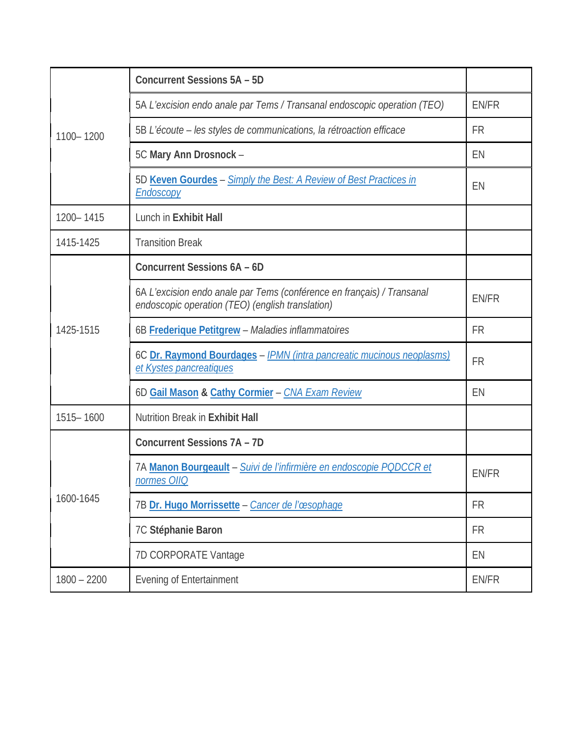| | | |
|---|---|---|
| 1100– 1200 | **Concurrent Sessions 5A – 5D** | |
| | 5A *L'excision endo anale par Tems / Transanal endoscopic operation (TEO)* | EN/FR |
| | 5B *L'écoute – les styles de communications, la rétroaction efficace* | FR |
| | 5C **Mary Ann Drosnock** – | EN |
| | 5D **Keven Gourdes** – *Simply the Best: A Review of Best Practices in Endoscopy* | EN |
| 1200– 1415 | Lunch in **Exhibit Hall** | |
| 1415-1425 | Transition Break | |
| 1425-1515 | **Concurrent Sessions 6A – 6D** | |
| | 6A *L'excision endo anale par Tems (conférence en français) / Transanal endoscopic operation (TEO) (english translation)* | EN/FR |
| | 6B **Frederique Petitgrew** – *Maladies inflammatoires* | FR |
| | 6C **Dr. Raymond Bourdages** – *IPMN (intra pancreatic mucinous neoplasms) et Kystes pancreatiques* | FR |
| | 6D **Gail Mason** & **Cathy Cormier** – *CNA Exam Review* | EN |
| 1515– 1600 | Nutrition Break in **Exhibit Hall** | |
| 1600-1645 | **Concurrent Sessions 7A – 7D** | |
| | 7A **Manon Bourgeault** – *Suivi de l'infirmière en endoscopie PQDCCR et normes OIIQ* | EN/FR |
| | 7B **Dr. Hugo Morrissette** – *Cancer de l'œsophage* | FR |
| | 7C **Stéphanie Baron** | FR |
| | 7D CORPORATE Vantage | EN |
| 1800 – 2200 | Evening of Entertainment | EN/FR |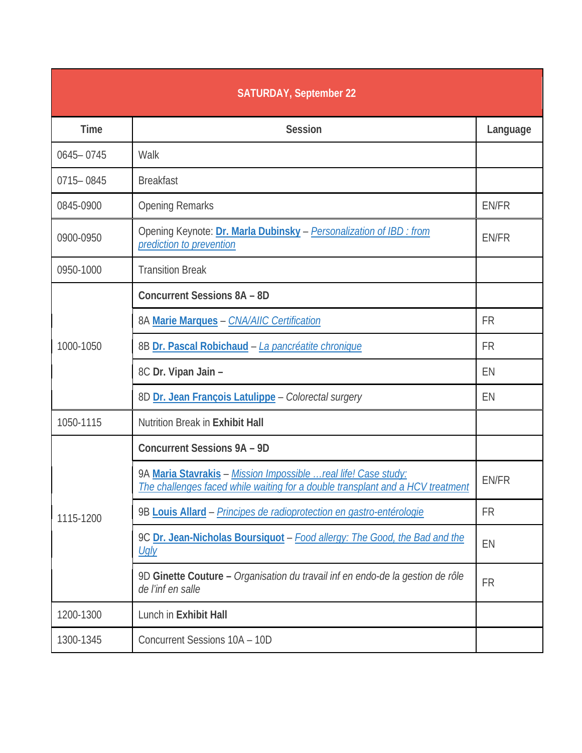| SATURDAY, September 22 | | |
|---|---|---|
| **Time** | **Session** | **Language** |
| 0645– 0745 | Walk | |
| 0715– 0845 | Breakfast | |
| 0845-0900 | Opening Remarks | EN/FR |
| 0900-0950 | Opening Keynote: **Dr. Marla Dubinsky** – *Personalization of IBD : from prediction to prevention* | EN/FR |
| 0950-1000 | Transition Break | |
| 1000-1050 | **Concurrent Sessions 8A – 8D** | |
| | 8A **Marie Marques** – *CNA/AIIC Certification* | FR |
| | 8B **Dr. Pascal Robichaud** – *La pancréatite chronique* | FR |
| | 8C **Dr. Vipan Jain –** | EN |
| | 8D **Dr. Jean François Latulippe** – *Colorectal surgery* | EN |
| 1050-1115 | Nutrition Break in **Exhibit Hall** | |
| 1115-1200 | **Concurrent Sessions 9A – 9D** | |
| | 9A **Maria Stavrakis** – *Mission Impossible …real life! Case study: The challenges faced while waiting for a double transplant and a HCV treatment* | EN/FR |
| | 9B **Louis Allard** – *Principes de radioprotection en gastro-entérologie* | FR |
| | 9C **Dr. Jean-Nicholas Boursiquot** – *Food allergy: The Good, the Bad and the Ugly* | EN |
| | 9D **Ginette Couture –** *Organisation du travail inf en endo-de la gestion de rôle de l'inf en salle* | FR |
| 1200-1300 | Lunch in **Exhibit Hall** | |
| 1300-1345 | Concurrent Sessions 10A – 10D | |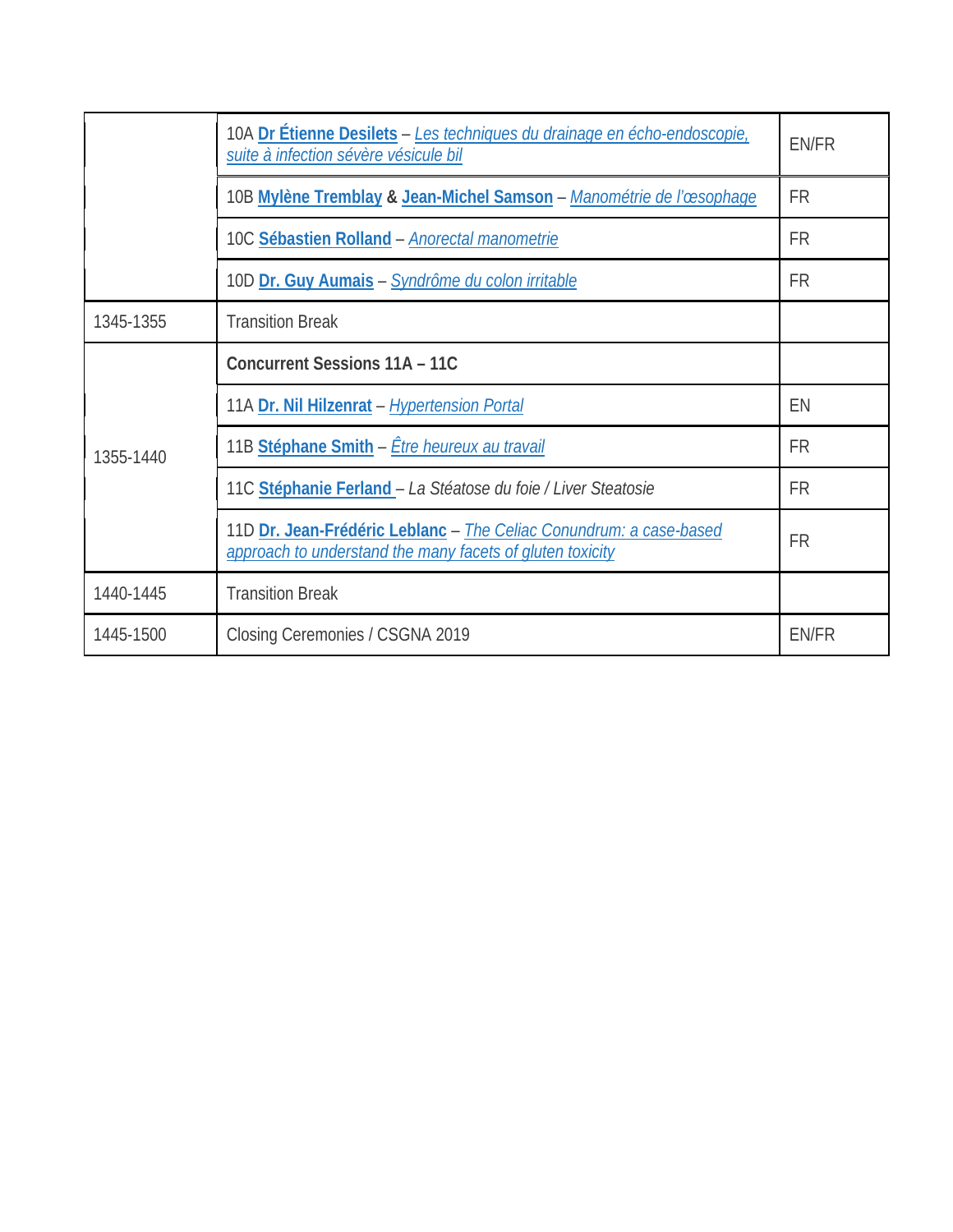| | | |
|---|---|---|
| | 10A **Dr Étienne Desilets** – *Les techniques du drainage en écho-endoscopie, suite à infection sévère vésicule bil* | EN/FR |
| | 10B **Mylène Tremblay** & **Jean-Michel Samson** – *Manométrie de l'œsophage* | FR |
| | 10C **Sébastien Rolland** – *Anorectal manometrie* | FR |
| | 10D **Dr. Guy Aumais** – *Syndrôme du colon irritable* | FR |
| 1345-1355 | Transition Break | |
| 1355-1440 | **Concurrent Sessions 11A – 11C** | |
| | 11A **Dr. Nil Hilzenrat** – *Hypertension Portal* | EN |
| | 11B **Stéphane Smith** – *Être heureux au travail* | FR |
| | 11C **Stéphanie Ferland** – *La Stéatose du foie / Liver Steatosie* | FR |
| | 11D **Dr. Jean-Frédéric Leblanc** – *The Celiac Conundrum: a case-based approach to understand the many facets of gluten toxicity* | FR |
| 1440-1445 | Transition Break | |
| 1445-1500 | Closing Ceremonies / CSGNA 2019 | EN/FR |